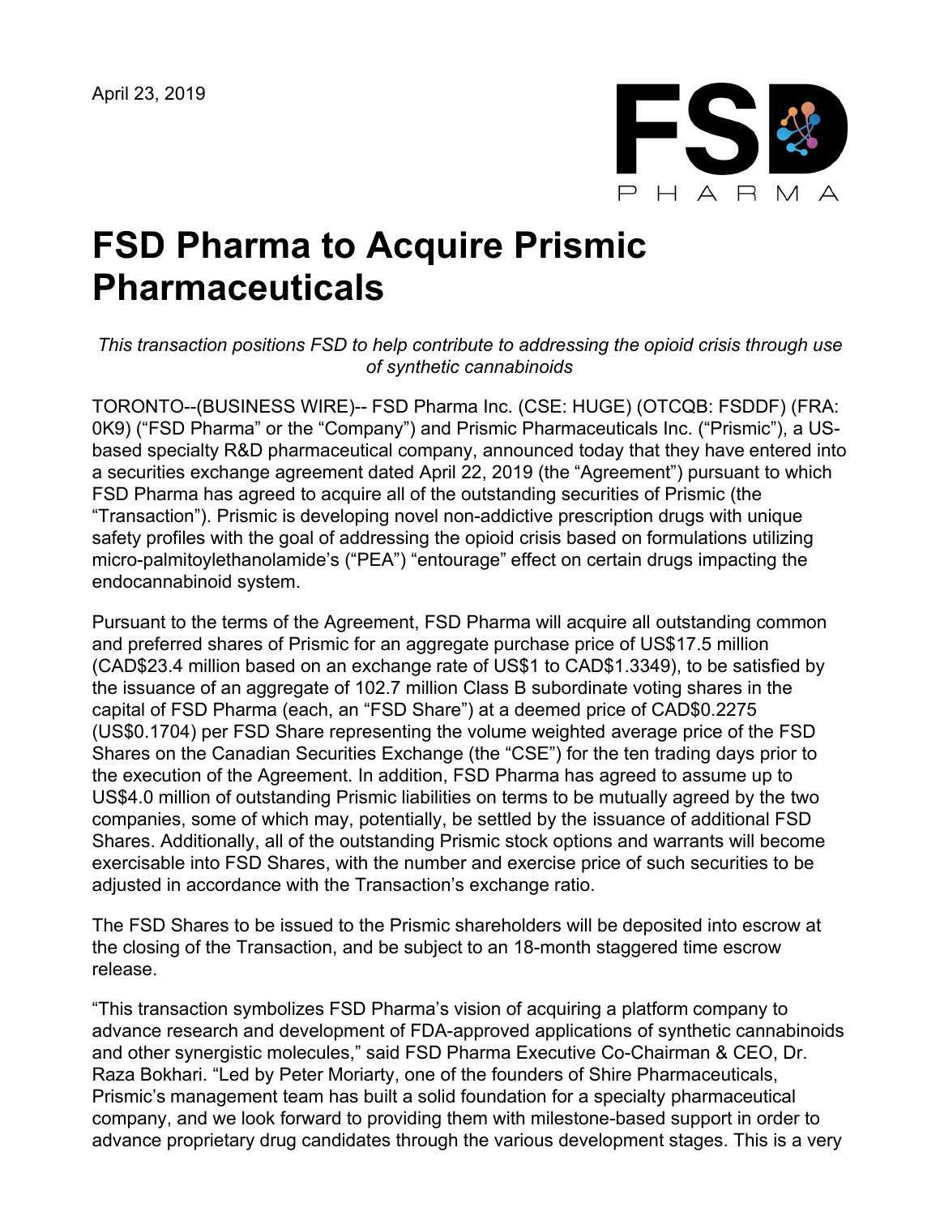April 23, 2019

# FSD Pharma to Acquire Prismic Pharmaceuticals

*This transaction positions FSD to help contribute to addressing the opioid crisis through use of synthetic cannabinoids*

TORONTO--(BUSINESS WIRE)-- FSD Pharma Inc. (CSE: HUGE) (OTCQB: FSDDF) (FRA: 0K9) ("FSD Pharma" or the "Company") and Prismic Pharmaceuticals Inc. ("Prismic"), a US-based specialty R&D pharmaceutical company, announced today that they have entered into a securities exchange agreement dated April 22, 2019 (the "Agreement") pursuant to which FSD Pharma has agreed to acquire all of the outstanding securities of Prismic (the "Transaction"). Prismic is developing novel non-addictive prescription drugs with unique safety profiles with the goal of addressing the opioid crisis based on formulations utilizing micro-palmitoylethanolamide's ("PEA") "entourage" effect on certain drugs impacting the endocannabinoid system.

Pursuant to the terms of the Agreement, FSD Pharma will acquire all outstanding common and preferred shares of Prismic for an aggregate purchase price of US$17.5 million (CAD$23.4 million based on an exchange rate of US$1 to CAD$1.3349), to be satisfied by the issuance of an aggregate of 102.7 million Class B subordinate voting shares in the capital of FSD Pharma (each, an "FSD Share") at a deemed price of CAD$0.2275 (US$0.1704) per FSD Share representing the volume weighted average price of the FSD Shares on the Canadian Securities Exchange (the "CSE") for the ten trading days prior to the execution of the Agreement. In addition, FSD Pharma has agreed to assume up to US$4.0 million of outstanding Prismic liabilities on terms to be mutually agreed by the two companies, some of which may, potentially, be settled by the issuance of additional FSD Shares. Additionally, all of the outstanding Prismic stock options and warrants will become exercisable into FSD Shares, with the number and exercise price of such securities to be adjusted in accordance with the Transaction's exchange ratio.

The FSD Shares to be issued to the Prismic shareholders will be deposited into escrow at the closing of the Transaction, and be subject to an 18-month staggered time escrow release.

"This transaction symbolizes FSD Pharma's vision of acquiring a platform company to advance research and development of FDA-approved applications of synthetic cannabinoids and other synergistic molecules," said FSD Pharma Executive Co-Chairman & CEO, Dr. Raza Bokhari. "Led by Peter Moriarty, one of the founders of Shire Pharmaceuticals, Prismic's management team has built a solid foundation for a specialty pharmaceutical company, and we look forward to providing them with milestone-based support in order to advance proprietary drug candidates through the various development stages. This is a very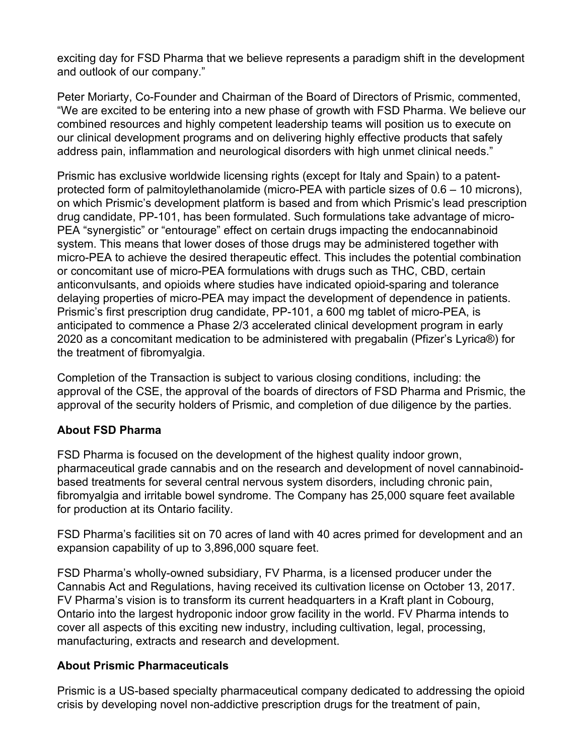exciting day for FSD Pharma that we believe represents a paradigm shift in the development and outlook of our company."

Peter Moriarty, Co-Founder and Chairman of the Board of Directors of Prismic, commented, "We are excited to be entering into a new phase of growth with FSD Pharma. We believe our combined resources and highly competent leadership teams will position us to execute on our clinical development programs and on delivering highly effective products that safely address pain, inflammation and neurological disorders with high unmet clinical needs."

Prismic has exclusive worldwide licensing rights (except for Italy and Spain) to a patent-protected form of palmitoylethanolamide (micro-PEA with particle sizes of 0.6 – 10 microns), on which Prismic's development platform is based and from which Prismic's lead prescription drug candidate, PP-101, has been formulated. Such formulations take advantage of micro-PEA "synergistic" or "entourage" effect on certain drugs impacting the endocannabinoid system. This means that lower doses of those drugs may be administered together with micro-PEA to achieve the desired therapeutic effect. This includes the potential combination or concomitant use of micro-PEA formulations with drugs such as THC, CBD, certain anticonvulsants, and opioids where studies have indicated opioid-sparing and tolerance delaying properties of micro-PEA may impact the development of dependence in patients. Prismic's first prescription drug candidate, PP-101, a 600 mg tablet of micro-PEA, is anticipated to commence a Phase 2/3 accelerated clinical development program in early 2020 as a concomitant medication to be administered with pregabalin (Pfizer's Lyrica®) for the treatment of fibromyalgia.

Completion of the Transaction is subject to various closing conditions, including: the approval of the CSE, the approval of the boards of directors of FSD Pharma and Prismic, the approval of the security holders of Prismic, and completion of due diligence by the parties.

**About FSD Pharma**

FSD Pharma is focused on the development of the highest quality indoor grown, pharmaceutical grade cannabis and on the research and development of novel cannabinoid-based treatments for several central nervous system disorders, including chronic pain, fibromyalgia and irritable bowel syndrome. The Company has 25,000 square feet available for production at its Ontario facility.

FSD Pharma's facilities sit on 70 acres of land with 40 acres primed for development and an expansion capability of up to 3,896,000 square feet.

FSD Pharma's wholly-owned subsidiary, FV Pharma, is a licensed producer under the Cannabis Act and Regulations, having received its cultivation license on October 13, 2017. FV Pharma's vision is to transform its current headquarters in a Kraft plant in Cobourg, Ontario into the largest hydroponic indoor grow facility in the world. FV Pharma intends to cover all aspects of this exciting new industry, including cultivation, legal, processing, manufacturing, extracts and research and development.

**About Prismic Pharmaceuticals**

Prismic is a US-based specialty pharmaceutical company dedicated to addressing the opioid crisis by developing novel non-addictive prescription drugs for the treatment of pain,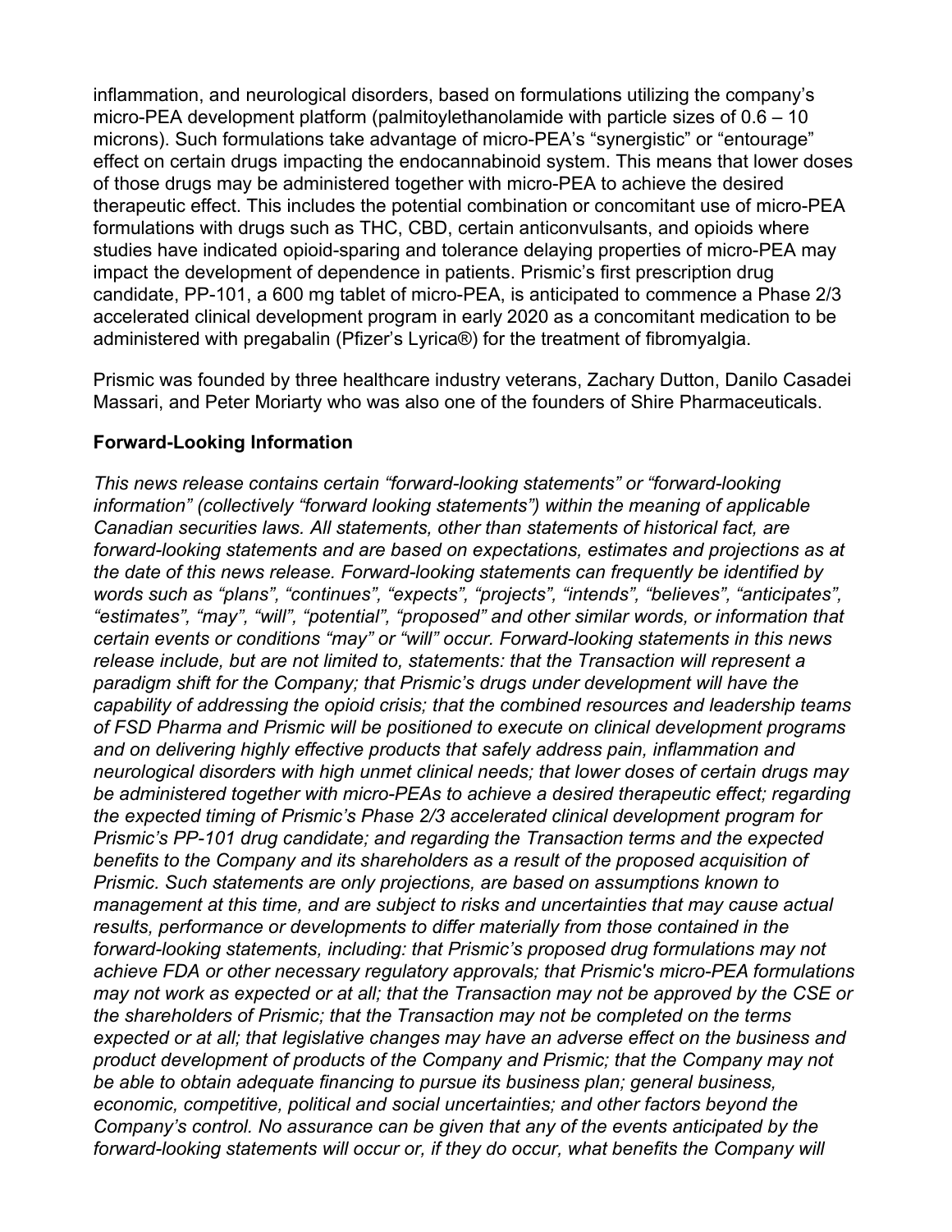inflammation, and neurological disorders, based on formulations utilizing the company's micro-PEA development platform (palmitoylethanolamide with particle sizes of 0.6 – 10 microns). Such formulations take advantage of micro-PEA's "synergistic" or "entourage" effect on certain drugs impacting the endocannabinoid system. This means that lower doses of those drugs may be administered together with micro-PEA to achieve the desired therapeutic effect. This includes the potential combination or concomitant use of micro-PEA formulations with drugs such as THC, CBD, certain anticonvulsants, and opioids where studies have indicated opioid-sparing and tolerance delaying properties of micro-PEA may impact the development of dependence in patients. Prismic's first prescription drug candidate, PP-101, a 600 mg tablet of micro-PEA, is anticipated to commence a Phase 2/3 accelerated clinical development program in early 2020 as a concomitant medication to be administered with pregabalin (Pfizer's Lyrica®) for the treatment of fibromyalgia.

Prismic was founded by three healthcare industry veterans, Zachary Dutton, Danilo Casadei Massari, and Peter Moriarty who was also one of the founders of Shire Pharmaceuticals.

**Forward-Looking Information**

*This news release contains certain "forward-looking statements" or "forward-looking information" (collectively "forward looking statements") within the meaning of applicable Canadian securities laws. All statements, other than statements of historical fact, are forward-looking statements and are based on expectations, estimates and projections as at the date of this news release. Forward-looking statements can frequently be identified by words such as "plans", "continues", "expects", "projects", "intends", "believes", "anticipates", "estimates", "may", "will", "potential", "proposed" and other similar words, or information that certain events or conditions "may" or "will" occur. Forward-looking statements in this news release include, but are not limited to, statements: that the Transaction will represent a paradigm shift for the Company; that Prismic's drugs under development will have the capability of addressing the opioid crisis; that the combined resources and leadership teams of FSD Pharma and Prismic will be positioned to execute on clinical development programs and on delivering highly effective products that safely address pain, inflammation and neurological disorders with high unmet clinical needs; that lower doses of certain drugs may be administered together with micro-PEAs to achieve a desired therapeutic effect; regarding the expected timing of Prismic's Phase 2/3 accelerated clinical development program for Prismic's PP-101 drug candidate; and regarding the Transaction terms and the expected benefits to the Company and its shareholders as a result of the proposed acquisition of Prismic. Such statements are only projections, are based on assumptions known to management at this time, and are subject to risks and uncertainties that may cause actual results, performance or developments to differ materially from those contained in the forward-looking statements, including: that Prismic's proposed drug formulations may not achieve FDA or other necessary regulatory approvals; that Prismic's micro-PEA formulations may not work as expected or at all; that the Transaction may not be approved by the CSE or the shareholders of Prismic; that the Transaction may not be completed on the terms expected or at all; that legislative changes may have an adverse effect on the business and product development of products of the Company and Prismic; that the Company may not be able to obtain adequate financing to pursue its business plan; general business, economic, competitive, political and social uncertainties; and other factors beyond the Company's control. No assurance can be given that any of the events anticipated by the forward-looking statements will occur or, if they do occur, what benefits the Company will*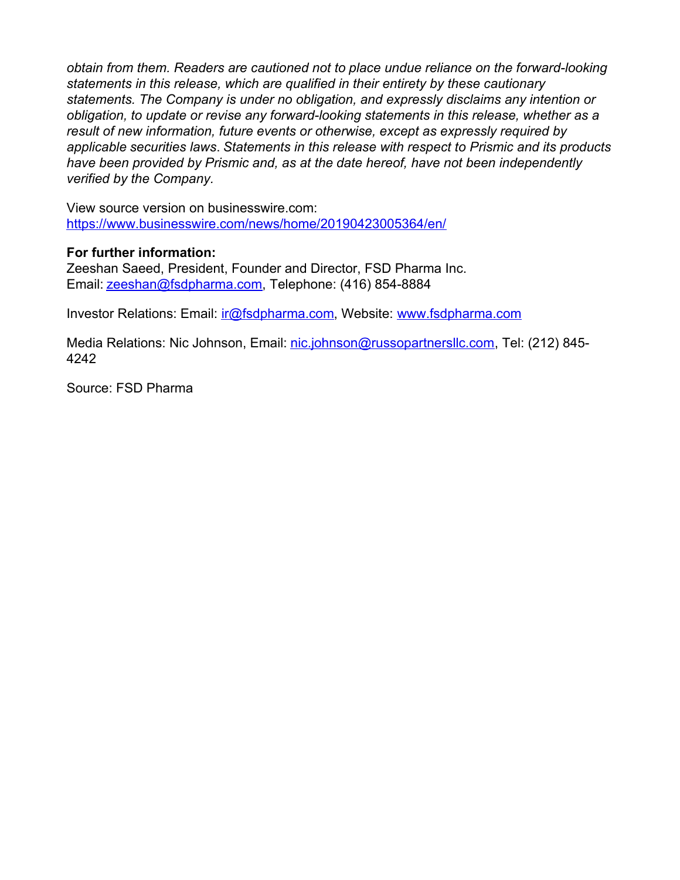*obtain from them. Readers are cautioned not to place undue reliance on the forward-looking statements in this release, which are qualified in their entirety by these cautionary statements. The Company is under no obligation, and expressly disclaims any intention or obligation, to update or revise any forward-looking statements in this release, whether as a result of new information, future events or otherwise, except as expressly required by applicable securities laws. Statements in this release with respect to Prismic and its products have been provided by Prismic and, as at the date hereof, have not been independently verified by the Company.*

View source version on businesswire.com: https://www.businesswire.com/news/home/20190423005364/en/

**For further information:**
Zeeshan Saeed, President, Founder and Director, FSD Pharma Inc.
Email: zeeshan@fsdpharma.com, Telephone: (416) 854-8884

Investor Relations: Email: ir@fsdpharma.com, Website: www.fsdpharma.com

Media Relations: Nic Johnson, Email: nic.johnson@russopartnersllc.com, Tel: (212) 845-4242

Source: FSD Pharma